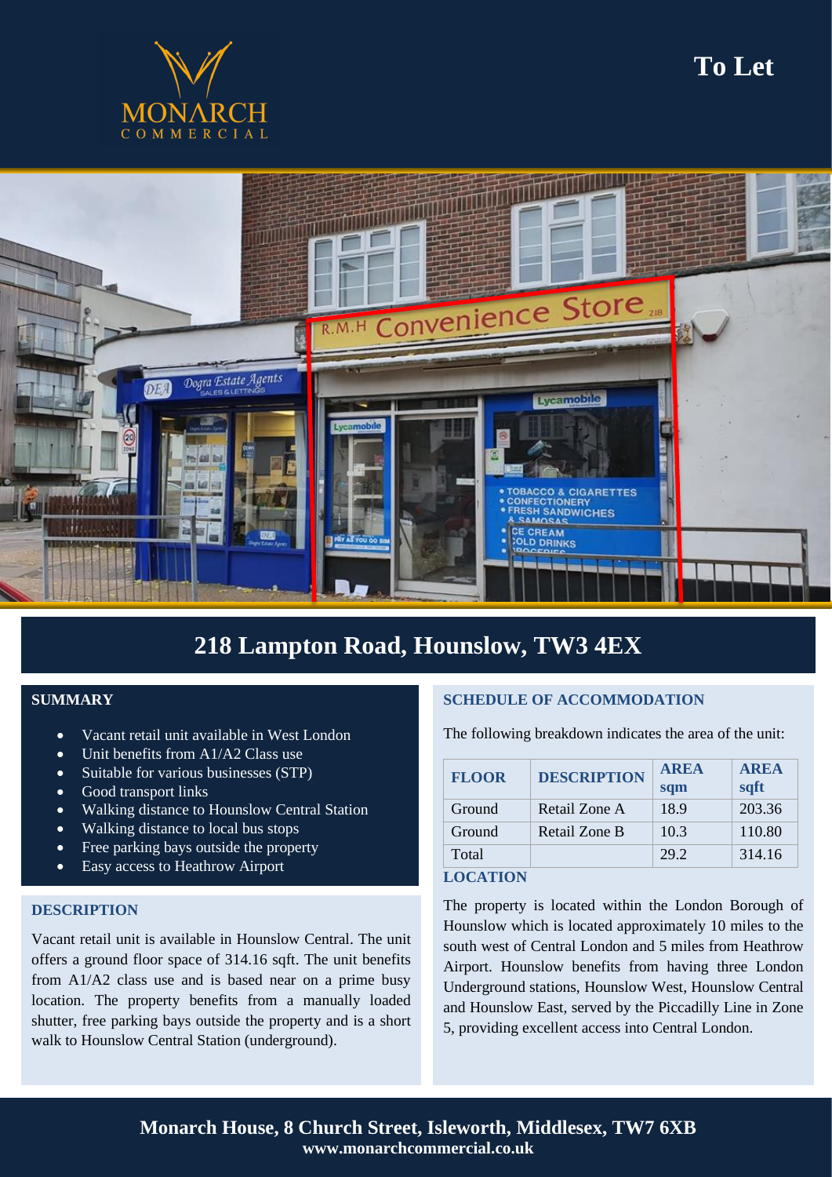MONARCH COMMERCIAL

# To Let

## 218 Lampton Road, Hounslow, TW3 4EX

### SUMMARY

- Vacant retail unit available in West London
- Unit benefits from A1/A2 Class use
- Suitable for various businesses (STP)
- Good transport links
- Walking distance to Hounslow Central Station
- Walking distance to local bus stops
- Free parking bays outside the property
- Easy access to Heathrow Airport

### DESCRIPTION

Vacant retail unit is available in Hounslow Central. The unit offers a ground floor space of 314.16 sqft. The unit benefits from A1/A2 class use and is based near on a prime busy location. The property benefits from a manually loaded shutter, free parking bays outside the property and is a short walk to Hounslow Central Station (underground).

### SCHEDULE OF ACCOMMODATION

The following breakdown indicates the area of the unit:

| FLOOR | DESCRIPTION | AREA sqm | AREA sqft |
|---|---|---|---|
| Ground | Retail Zone A | 18.9 | 203.36 |
| Ground | Retail Zone B | 10.3 | 110.80 |
| Total | | 29.2 | 314.16 |

### LOCATION

The property is located within the London Borough of Hounslow which is located approximately 10 miles to the south west of Central London and 5 miles from Heathrow Airport. Hounslow benefits from having three London Underground stations, Hounslow West, Hounslow Central and Hounslow East, served by the Piccadilly Line in Zone 5, providing excellent access into Central London.

**Monarch House, 8 Church Street, Isleworth, Middlesex, TW7 6XB**
**www.monarchcommercial.co.uk**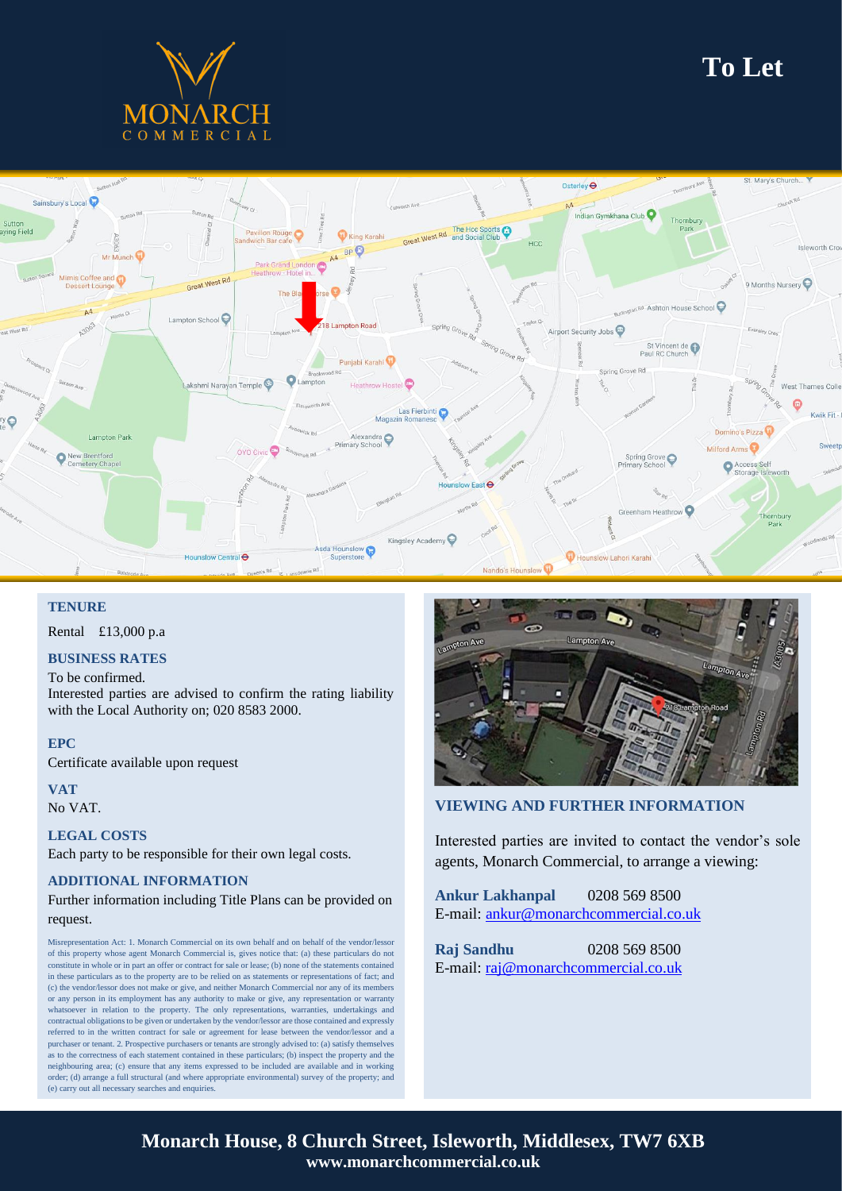# To Let

## TENURE

Rental £13,000 p.a

## BUSINESS RATES

To be confirmed.
Interested parties are advised to confirm the rating liability with the Local Authority on; 020 8583 2000.

## EPC

Certificate available upon request

## VAT

No VAT.

## LEGAL COSTS

Each party to be responsible for their own legal costs.

## ADDITIONAL INFORMATION

Further information including Title Plans can be provided on request.

Misrepresentation Act: 1. Monarch Commercial on its own behalf and on behalf of the vendor/lessor of this property whose agent Monarch Commercial is, gives notice that: (a) these particulars do not constitute in whole or in part an offer or contract for sale or lease; (b) none of the statements contained in these particulars as to the property are to be relied on as statements or representations of fact; and (c) the vendor/lessor does not make or give, and neither Monarch Commercial nor any of its members or any person in its employment has any authority to make or give, any representation or warranty whatsoever in relation to the property. The only representations, warranties, undertakings and contractual obligations to be given or undertaken by the vendor/lessor are those contained and expressly referred to in the written contract for sale or agreement for lease between the vendor/lessor and a purchaser or tenant. 2. Prospective purchasers or tenants are strongly advised to: (a) satisfy themselves as to the correctness of each statement contained in these particulars; (b) inspect the property and the neighbouring area; (c) ensure that any items expressed to be included are available and in working order; (d) arrange a full structural (and where appropriate environmental) survey of the property; and (e) carry out all necessary searches and enquiries.

## VIEWING AND FURTHER INFORMATION

Interested parties are invited to contact the vendor's sole agents, Monarch Commercial, to arrange a viewing:

**Ankur Lakhanpal** 0208 569 8500
E-mail: ankur@monarchcommercial.co.uk

**Raj Sandhu** 0208 569 8500
E-mail: raj@monarchcommercial.co.uk

**Monarch House, 8 Church Street, Isleworth, Middlesex, TW7 6XB**
**www.monarchcommercial.co.uk**